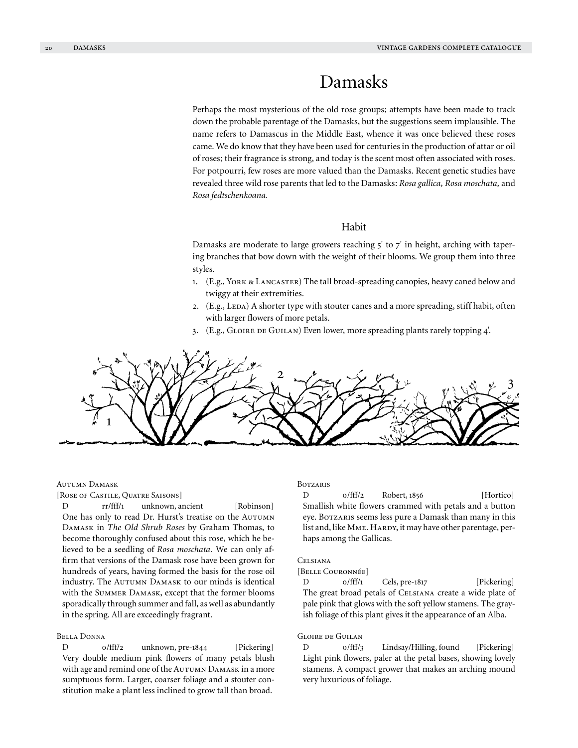# Damasks

Perhaps the most mysterious of the old rose groups; attempts have been made to track down the probable parentage of the Damasks, but the suggestions seem implausible. The name refers to Damascus in the Middle East, whence it was once believed these roses came. We do know that they have been used for centuries in the production of attar or oil of roses; their fragrance is strong, and today is the scent most often associated with roses. For potpourri, few roses are more valued than the Damasks. Recent genetic studies have revealed three wild rose parents that led to the Damasks: *Rosa gallica, Rosa moschata,* and *Rosa fedtschenkoana.*

## Habit

Damasks are moderate to large growers reaching 5' to 7' in height, arching with tapering branches that bow down with the weight of their blooms. We group them into three styles.

1. (E.g., York & Lancaster) The tall broad-spreading canopies, heavy caned below and twiggy at their extremities.
2. (E.g., Leda) A shorter type with stouter canes and a more spreading, stiff habit, often with larger flowers of more petals.
3. (E.g., Gloire de Guilan) Even lower, more spreading plants rarely topping 4'.

Autumn Damask
[Rose of Castile, Quatre Saisons]
D rr/fff/1 unknown, ancient [Robinson]
One has only to read Dr. Hurst's treatise on the Autumn Damask in *The Old Shrub Roses* by Graham Thomas, to become thoroughly confused about this rose, which he believed to be a seedling of *Rosa moschata.* We can only affirm that versions of the Damask rose have been grown for hundreds of years, having formed the basis for the rose oil industry. The Autumn Damask to our minds is identical with the Summer Damask, except that the former blooms sporadically through summer and fall, as well as abundantly in the spring. All are exceedingly fragrant.

Bella Donna
D o/fff/2 unknown, pre-1844 [Pickering]
Very double medium pink flowers of many petals blush with age and remind one of the Autumn Damask in a more sumptuous form. Larger, coarser foliage and a stouter constitution make a plant less inclined to grow tall than broad.

Botzaris
D o/fff/2 Robert, 1856 [Hortico]
Smallish white flowers crammed with petals and a button eye. Botzaris seems less pure a Damask than many in this list and, like Mme. Hardy, it may have other parentage, perhaps among the Gallicas.

Celsiana
[Belle Couronnée]
D o/fff/1 Cels, pre-1817 [Pickering]
The great broad petals of Celsiana create a wide plate of pale pink that glows with the soft yellow stamens. The grayish foliage of this plant gives it the appearance of an Alba.

Gloire de Guilan
D o/fff/3 Lindsay/Hilling, found [Pickering]
Light pink flowers, paler at the petal bases, showing lovely stamens. A compact grower that makes an arching mound very luxurious of foliage.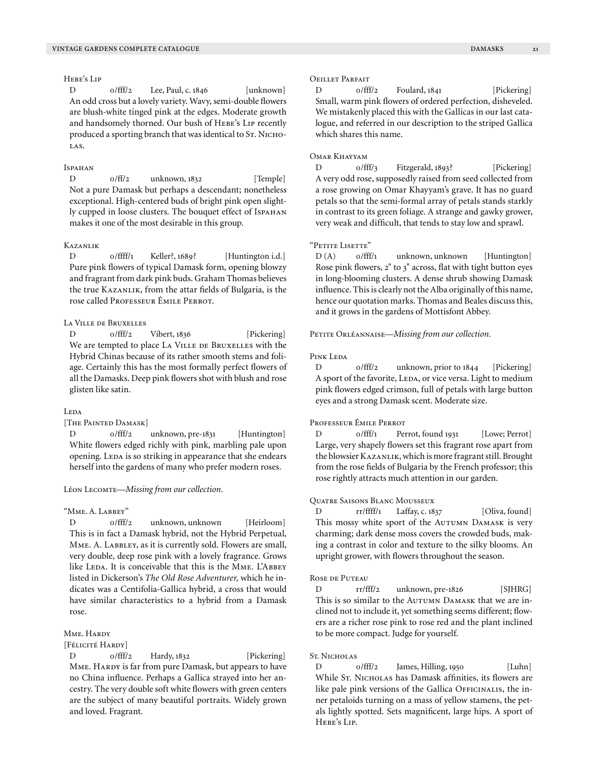### Hebe's Lip

D    0/fff/2    Lee, Paul, c. 1846    [unknown]

An odd cross but a lovely variety. Wavy, semi-double flowers are blush-white tinged pink at the edges. Moderate growth and handsomely thorned. Our bush of Hebe's Lip recently produced a sporting branch that was identical to St. Nicholas.

### Ispahan

D    0/ff/2    unknown, 1832    [Temple]

Not a pure Damask but perhaps a descendant; nonetheless exceptional. High-centered buds of bright pink open slightly cupped in loose clusters. The bouquet effect of Ispahan makes it one of the most desirable in this group.

### Kazanlik

D    0/ffff/1    Keller?, 1689?    [Huntington i.d.]

Pure pink flowers of typical Damask form, opening blowzy and fragrant from dark pink buds. Graham Thomas believes the true Kazanlik, from the attar fields of Bulgaria, is the rose called Professeur Émile Perrot.

### La Ville de Bruxelles

D    0/fff/2    Vibert, 1836    [Pickering]

We are tempted to place La Ville de Bruxelles with the Hybrid Chinas because of its rather smooth stems and foliage. Certainly this has the most formally perfect flowers of all the Damasks. Deep pink flowers shot with blush and rose glisten like satin.

### Leda
[The Painted Damask]

D    0/fff/2    unknown, pre-1831    [Huntington]

White flowers edged richly with pink, marbling pale upon opening. Leda is so striking in appearance that she endears herself into the gardens of many who prefer modern roses.

Léon Lecomte—*Missing from our collection.*

### "Mme. A. Labbey"

D    0/fff/2    unknown, unknown    [Heirloom]

This is in fact a Damask hybrid, not the Hybrid Perpetual, Mme. A. Labbley, as it is currently sold. Flowers are small, very double, deep rose pink with a lovely fragrance. Grows like Leda. It is conceivable that this is the Mme. L'Abbey listed in Dickerson's *The Old Rose Adventurer,* which he indicates was a Centifolia-Gallica hybrid, a cross that would have similar characteristics to a hybrid from a Damask rose.

### Mme. Hardy
[Félicité Hardy]

D    0/fff/2    Hardy, 1832    [Pickering]

Mme. Hardy is far from pure Damask, but appears to have no China influence. Perhaps a Gallica strayed into her ancestry. The very double soft white flowers with green centers are the subject of many beautiful portraits. Widely grown and loved. Fragrant.

### Oeillet Parfait

D    0/fff/2    Foulard, 1841    [Pickering]

Small, warm pink flowers of ordered perfection, disheveled. We mistakenly placed this with the Gallicas in our last catalogue, and referred in our description to the striped Gallica which shares this name.

### Omar Khayyam

D    0/fff/3    Fitzgerald, 1893?    [Pickering]

A very odd rose, supposedly raised from seed collected from a rose growing on Omar Khayyam's grave. It has no guard petals so that the semi-formal array of petals stands starkly in contrast to its green foliage. A strange and gawky grower, very weak and difficult, that tends to stay low and sprawl.

### "Petite Lisette"

D (A)    0/fff/1    unknown, unknown    [Huntington]

Rose pink flowers, 2" to 3" across, flat with tight button eyes in long-blooming clusters. A dense shrub showing Damask influence. This is clearly not the Alba originally of this name, hence our quotation marks. Thomas and Beales discuss this, and it grows in the gardens of Mottisfont Abbey.

Petite Orléannaise—*Missing from our collection.*

### Pink Leda

D    0/fff/2    unknown, prior to 1844    [Pickering]

A sport of the favorite, Leda, or vice versa. Light to medium pink flowers edged crimson, full of petals with large button eyes and a strong Damask scent. Moderate size.

### Professeur Émile Perrot

D    0/fff/1    Perrot, found 1931    [Lowe; Perrot]

Large, very shapely flowers set this fragrant rose apart from the blowsier Kazanlik, which is more fragrant still. Brought from the rose fields of Bulgaria by the French professor; this rose rightly attracts much attention in our garden.

### Quatre Saisons Blanc Mousseux

D    rr/ffff/1    Laffay, c. 1837    [Oliva, found]

This mossy white sport of the Autumn Damask is very charming; dark dense moss covers the crowded buds, making a contrast in color and texture to the silky blooms. An upright grower, with flowers throughout the season.

### Rose de Puteau

D    rr/fff/2    unknown, pre-1826    [SJHRG]

This is so similar to the Autumn Damask that we are inclined not to include it, yet something seems different; flowers are a richer rose pink to rose red and the plant inclined to be more compact. Judge for yourself.

### St. Nicholas

D    0/fff/2    James, Hilling, 1950    [Luhn]

While St. Nicholas has Damask affinities, its flowers are like pale pink versions of the Gallica Officinalis, the inner petaloids turning on a mass of yellow stamens, the petals lightly spotted. Sets magnificent, large hips. A sport of Hebe's Lip.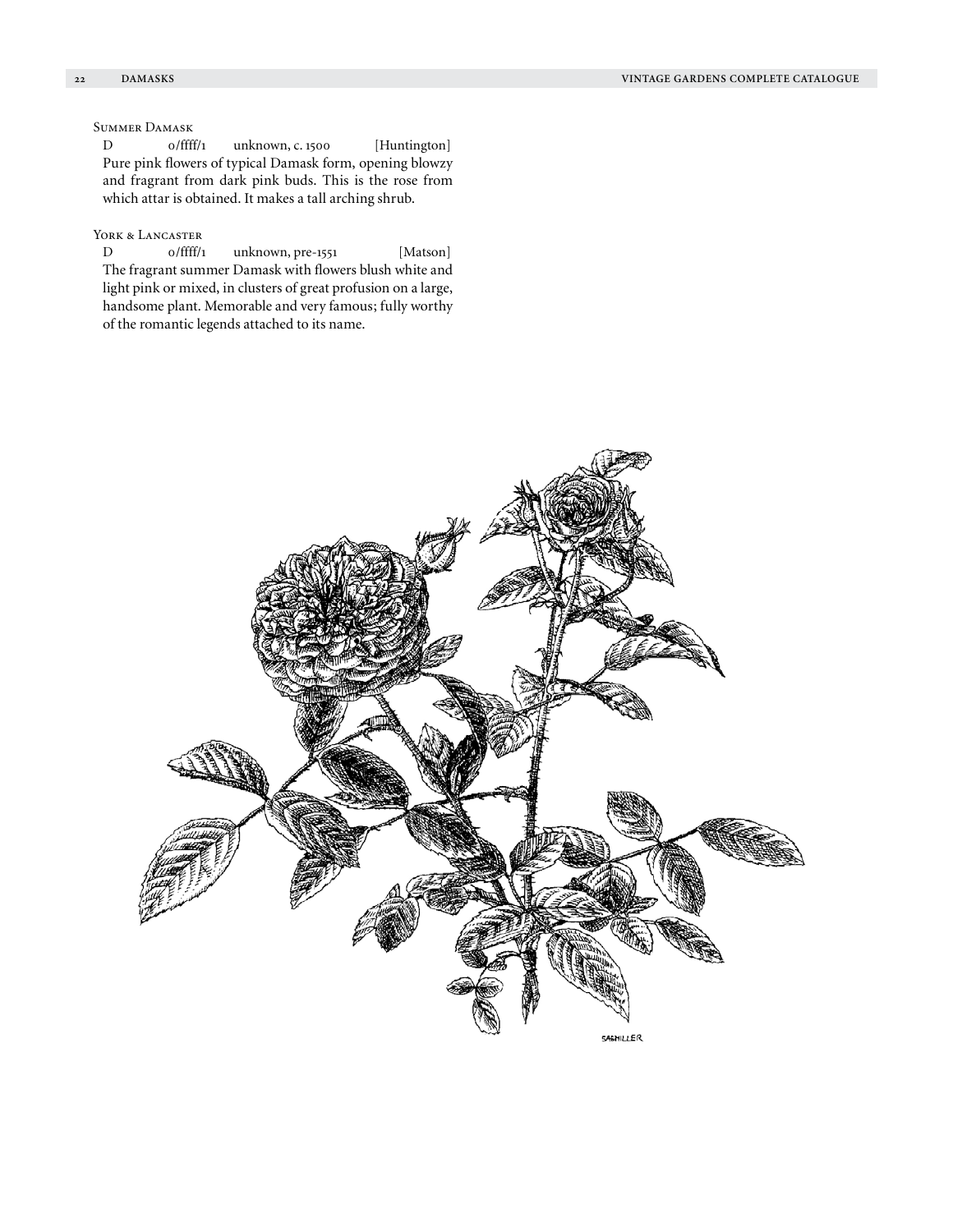### Summer Damask

D 0/ffff/1 unknown, c. 1500 [Huntington]

Pure pink flowers of typical Damask form, opening blowzy and fragrant from dark pink buds. This is the rose from which attar is obtained. It makes a tall arching shrub.

### York & Lancaster

D 0/ffff/1 unknown, pre-1551 [Matson]

The fragrant summer Damask with flowers blush white and light pink or mixed, in clusters of great profusion on a large, handsome plant. Memorable and very famous; fully worthy of the romantic legends attached to its name.